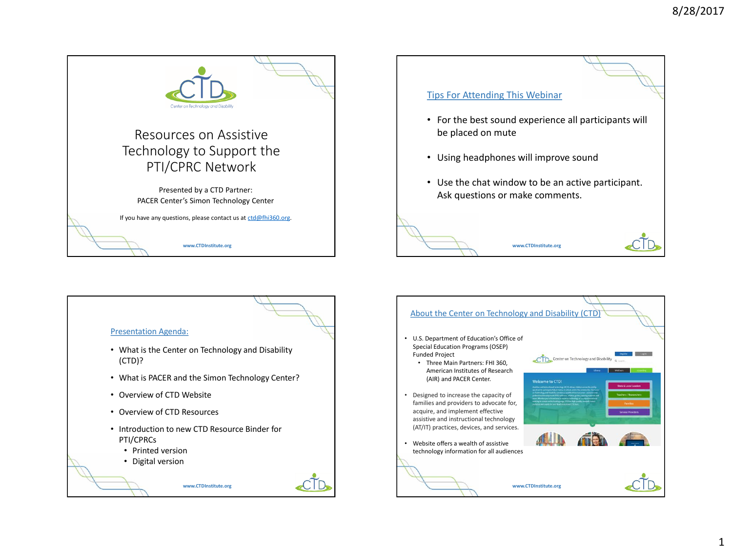# Resources on Assistive Technology to Support the PTI/CPRC Network

Presented by a CTD Partner:
PACER Center's Simon Technology Center

If you have any questions, please contact us at ctd@fhi360.org.

www.CTDInstitute.org

## Tips For Attending This Webinar

- For the best sound experience all participants will be placed on mute
- Using headphones will improve sound
- Use the chat window to be an active participant. Ask questions or make comments.

www.CTDInstitute.org

## Presentation Agenda:

- What is the Center on Technology and Disability (CTD)?
- What is PACER and the Simon Technology Center?
- Overview of CTD Website
- Overview of CTD Resources
- Introduction to new CTD Resource Binder for PTI/CPRCs
  - Printed version
  - Digital version

www.CTDInstitute.org

## About the Center on Technology and Disability (CTD)

- U.S. Department of Education's Office of Special Education Programs (OSEP) Funded Project
  - Three Main Partners: FHI 360, American Institutes of Research (AIR) and PACER Center.
- Designed to increase the capacity of families and providers to advocate for, acquire, and implement effective assistive and instructional technology (AT/IT) practices, devices, and services.
- Website offers a wealth of assistive technology information for all audiences

www.CTDInstitute.org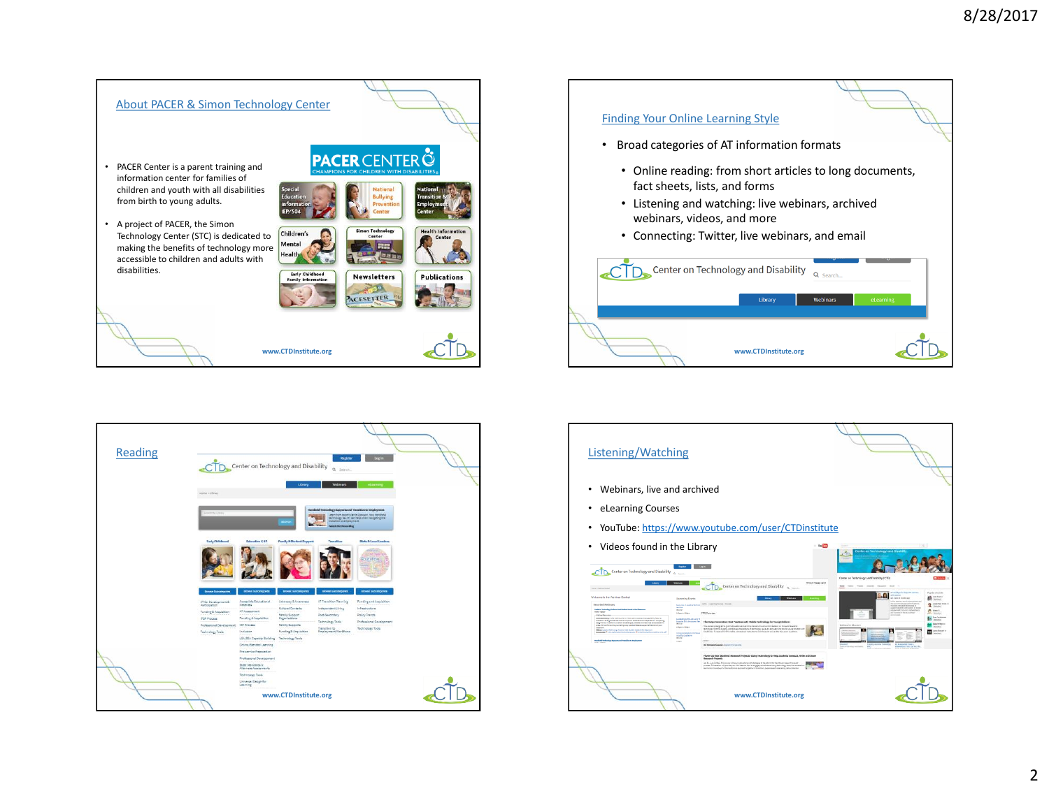## About PACER & Simon Technology Center

- PACER Center is a parent training and information center for families of children and youth with all disabilities from birth to young adults.
- A project of PACER, the Simon Technology Center (STC) is dedicated to making the benefits of technology more accessible to children and adults with disabilities.

www.CTDInstitute.org

## Finding Your Online Learning Style

- Broad categories of AT information formats
  - Online reading: from short articles to long documents, fact sheets, lists, and forms
  - Listening and watching: live webinars, archived webinars, videos, and more
  - Connecting: Twitter, live webinars, and email

www.CTDInstitute.org

## Reading

www.CTDInstitute.org

## Listening/Watching

- Webinars, live and archived
- eLearning Courses
- YouTube: https://www.youtube.com/user/CTDinstitute
- Videos found in the Library

www.CTDInstitute.org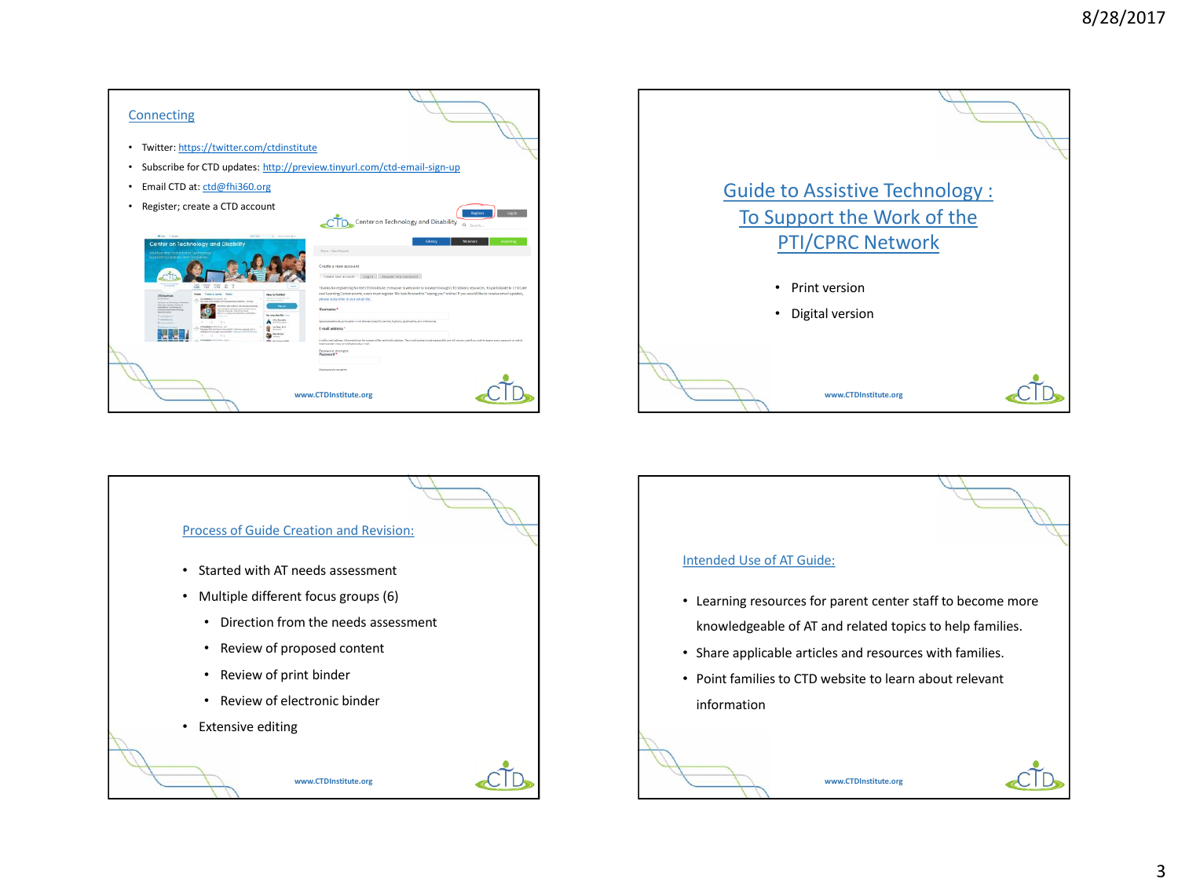## Connecting

- Twitter: https://twitter.com/ctdinstitute
- Subscribe for CTD updates: http://preview.tinyurl.com/ctd-email-sign-up
- Email CTD at: ctd@fhi360.org
- Register; create a CTD account

www.CTDInstitute.org

## Guide to Assistive Technology : To Support the Work of the PTI/CPRC Network

- Print version
- Digital version

www.CTDInstitute.org

## Process of Guide Creation and Revision:

- Started with AT needs assessment
- Multiple different focus groups (6)
  - Direction from the needs assessment
  - Review of proposed content
  - Review of print binder
  - Review of electronic binder
- Extensive editing

www.CTDInstitute.org

## Intended Use of AT Guide:

- Learning resources for parent center staff to become more knowledgeable of AT and related topics to help families.
- Share applicable articles and resources with families.
- Point families to CTD website to learn about relevant information

www.CTDInstitute.org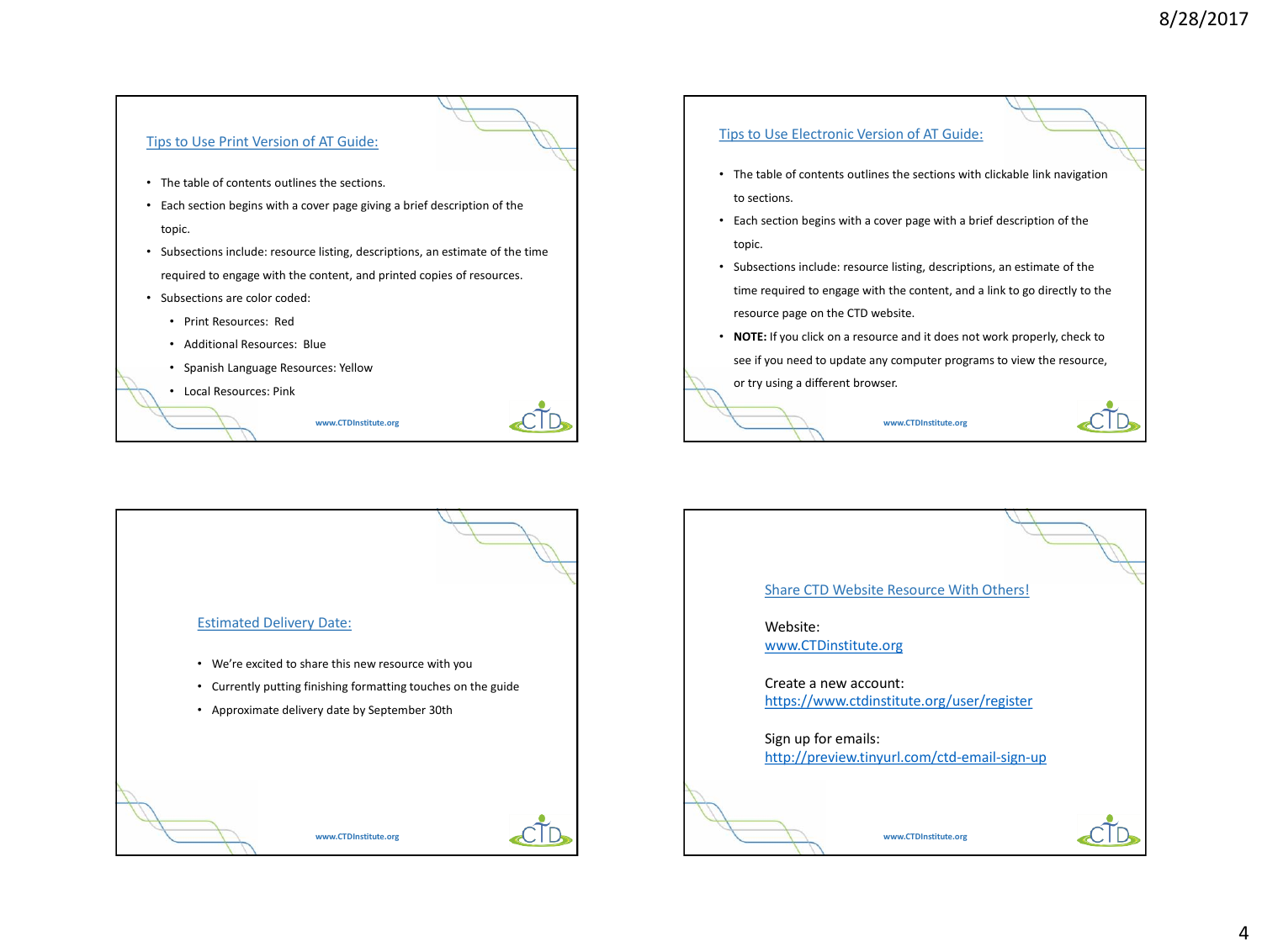## Tips to Use Print Version of AT Guide:

- The table of contents outlines the sections.
- Each section begins with a cover page giving a brief description of the topic.
- Subsections include: resource listing, descriptions, an estimate of the time required to engage with the content, and printed copies of resources.
- Subsections are color coded:
  - Print Resources: Red
  - Additional Resources: Blue
  - Spanish Language Resources: Yellow
  - Local Resources: Pink

www.CTDInstitute.org

## Tips to Use Electronic Version of AT Guide:

- The table of contents outlines the sections with clickable link navigation to sections.
- Each section begins with a cover page with a brief description of the topic.
- Subsections include: resource listing, descriptions, an estimate of the time required to engage with the content, and a link to go directly to the resource page on the CTD website.
- **NOTE:** If you click on a resource and it does not work properly, check to see if you need to update any computer programs to view the resource, or try using a different browser.

www.CTDInstitute.org

## Estimated Delivery Date:

- We're excited to share this new resource with you
- Currently putting finishing formatting touches on the guide
- Approximate delivery date by September 30th

www.CTDInstitute.org

## Share CTD Website Resource With Others!

Website:
www.CTDinstitute.org

Create a new account:
https://www.ctdinstitute.org/user/register

Sign up for emails:
http://preview.tinyurl.com/ctd-email-sign-up

www.CTDInstitute.org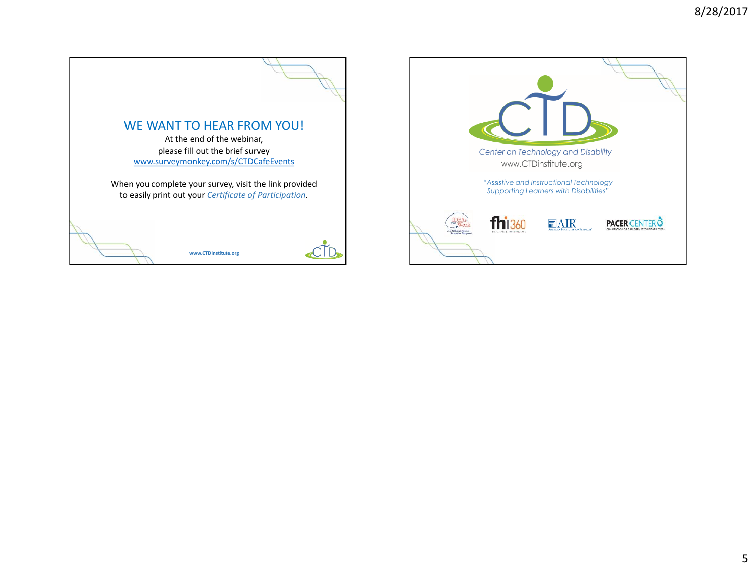## WE WANT TO HEAR FROM YOU!

At the end of the webinar,
please fill out the brief survey
www.surveymonkey.com/s/CTDCafeEvents

When you complete your survey, visit the link provided to easily print out your *Certificate of Participation*.

www.CTDInstitute.org

CTD

Center on Technology and Disability
www.CTDinstitute.org

*"Assistive and Instructional Technology Supporting Learners with Disabilities"*

IDEAs that Work — U.S. Office of Special Education Programs

fhi360

AIR — American Institutes for Research

PACER CENTER — Champions for Children with Disabilities